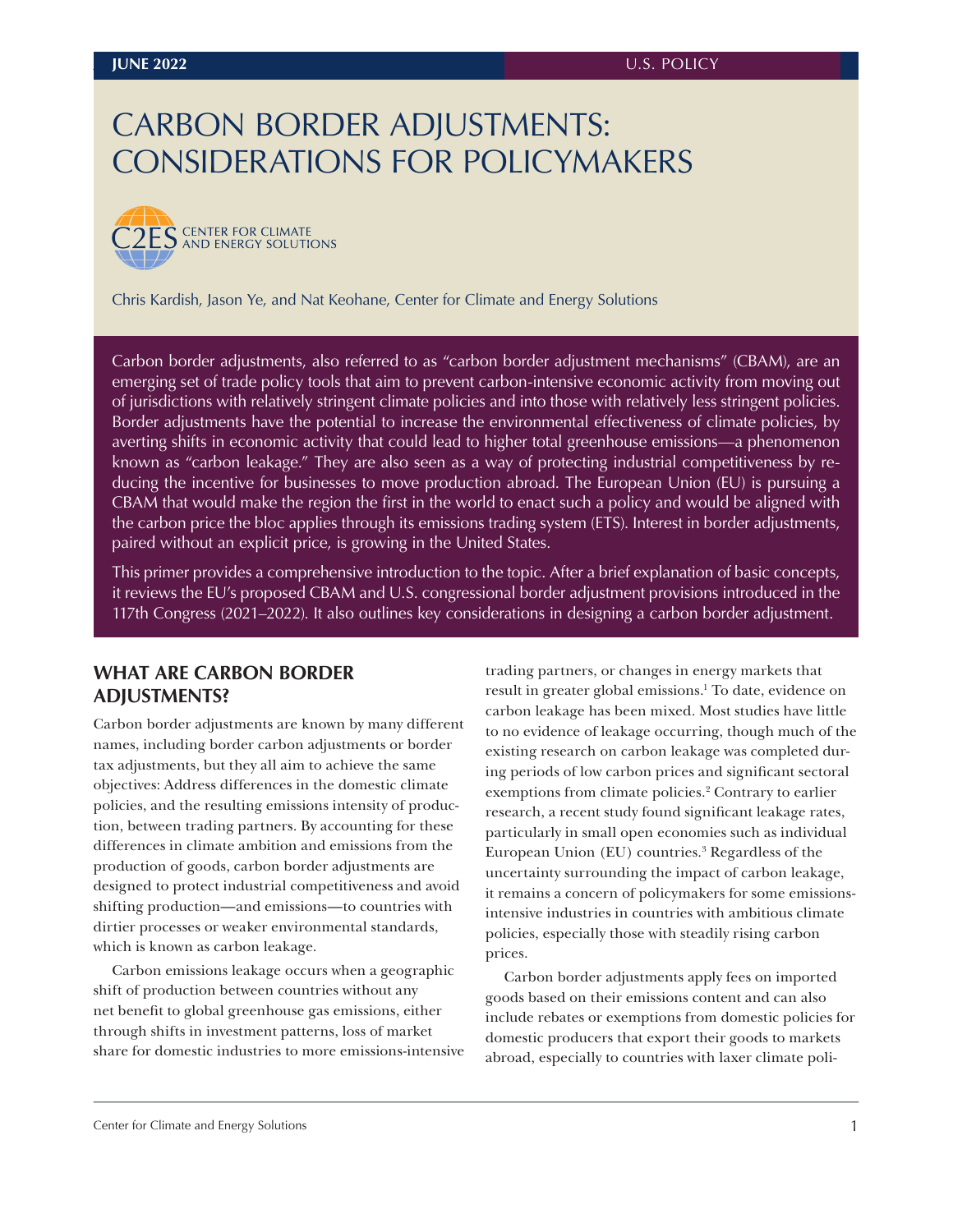JUNE 2022 | U.S. POLICY

# CARBON BORDER ADJUSTMENTS: CONSIDERATIONS FOR POLICYMAKERS

CENTER FOR CLIMATE AND ENERGY SOLUTIONS

Chris Kardish, Jason Ye, and Nat Keohane, Center for Climate and Energy Solutions

Carbon border adjustments, also referred to as "carbon border adjustment mechanisms" (CBAM), are an emerging set of trade policy tools that aim to prevent carbon-intensive economic activity from moving out of jurisdictions with relatively stringent climate policies and into those with relatively less stringent policies. Border adjustments have the potential to increase the environmental effectiveness of climate policies, by averting shifts in economic activity that could lead to higher total greenhouse emissions—a phenomenon known as "carbon leakage." They are also seen as a way of protecting industrial competitiveness by reducing the incentive for businesses to move production abroad. The European Union (EU) is pursuing a CBAM that would make the region the first in the world to enact such a policy and would be aligned with the carbon price the bloc applies through its emissions trading system (ETS). Interest in border adjustments, paired without an explicit price, is growing in the United States.

This primer provides a comprehensive introduction to the topic. After a brief explanation of basic concepts, it reviews the EU's proposed CBAM and U.S. congressional border adjustment provisions introduced in the 117th Congress (2021–2022). It also outlines key considerations in designing a carbon border adjustment.

## WHAT ARE CARBON BORDER ADJUSTMENTS?

Carbon border adjustments are known by many different names, including border carbon adjustments or border tax adjustments, but they all aim to achieve the same objectives: Address differences in the domestic climate policies, and the resulting emissions intensity of production, between trading partners. By accounting for these differences in climate ambition and emissions from the production of goods, carbon border adjustments are designed to protect industrial competitiveness and avoid shifting production—and emissions—to countries with dirtier processes or weaker environmental standards, which is known as carbon leakage.

Carbon emissions leakage occurs when a geographic shift of production between countries without any net benefit to global greenhouse gas emissions, either through shifts in investment patterns, loss of market share for domestic industries to more emissions-intensive trading partners, or changes in energy markets that result in greater global emissions.[1] To date, evidence on carbon leakage has been mixed. Most studies have little to no evidence of leakage occurring, though much of the existing research on carbon leakage was completed during periods of low carbon prices and significant sectoral exemptions from climate policies.[2] Contrary to earlier research, a recent study found significant leakage rates, particularly in small open economies such as individual European Union (EU) countries.[3] Regardless of the uncertainty surrounding the impact of carbon leakage, it remains a concern of policymakers for some emissions-intensive industries in countries with ambitious climate policies, especially those with steadily rising carbon prices.

Carbon border adjustments apply fees on imported goods based on their emissions content and can also include rebates or exemptions from domestic policies for domestic producers that export their goods to markets abroad, especially to countries with laxer climate poli-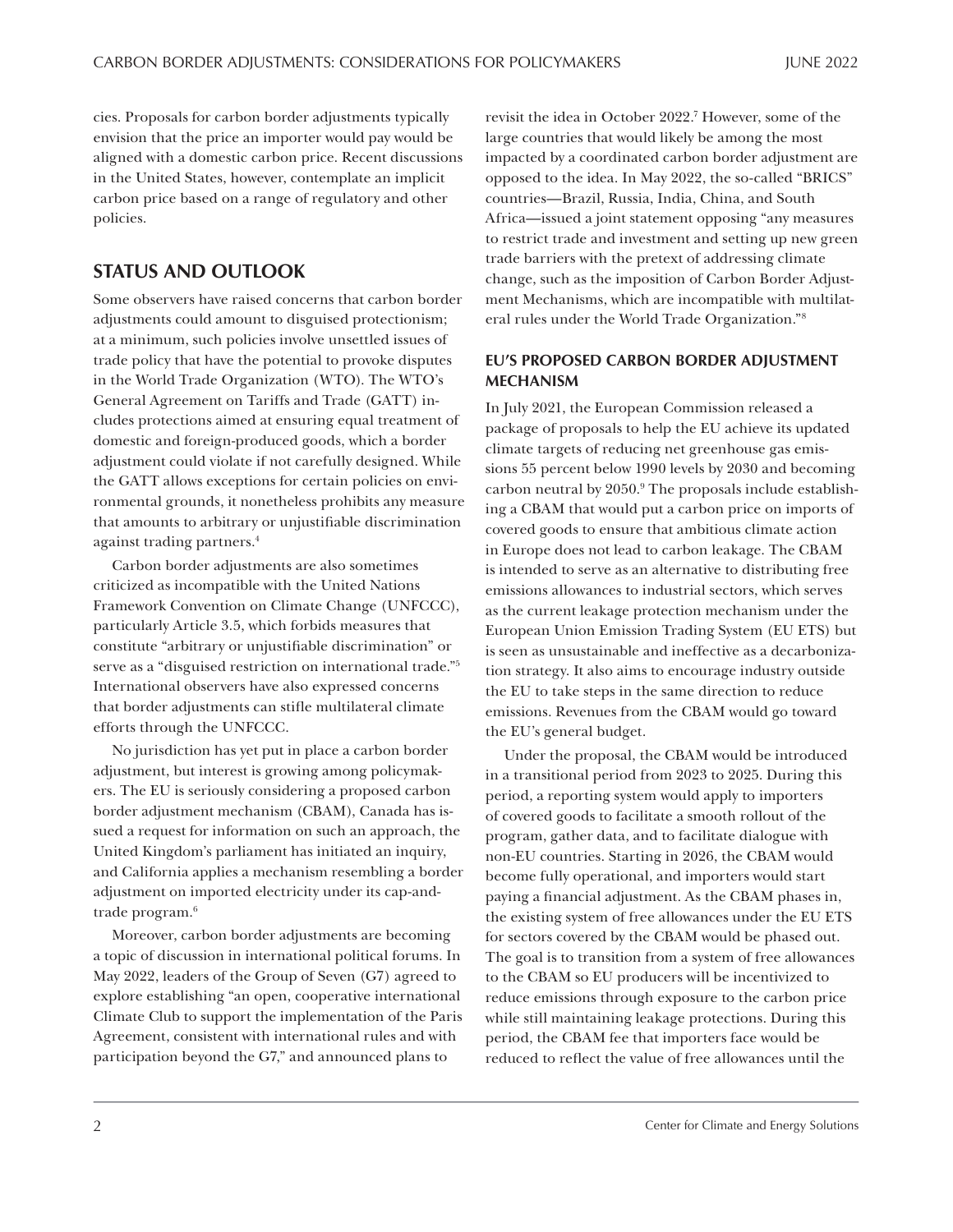cies. Proposals for carbon border adjustments typically envision that the price an importer would pay would be aligned with a domestic carbon price. Recent discussions in the United States, however, contemplate an implicit carbon price based on a range of regulatory and other policies.

## STATUS AND OUTLOOK

Some observers have raised concerns that carbon border adjustments could amount to disguised protectionism; at a minimum, such policies involve unsettled issues of trade policy that have the potential to provoke disputes in the World Trade Organization (WTO). The WTO's General Agreement on Tariffs and Trade (GATT) includes protections aimed at ensuring equal treatment of domestic and foreign-produced goods, which a border adjustment could violate if not carefully designed. While the GATT allows exceptions for certain policies on environmental grounds, it nonetheless prohibits any measure that amounts to arbitrary or unjustifiable discrimination against trading partners.[4]

Carbon border adjustments are also sometimes criticized as incompatible with the United Nations Framework Convention on Climate Change (UNFCCC), particularly Article 3.5, which forbids measures that constitute "arbitrary or unjustifiable discrimination" or serve as a "disguised restriction on international trade."[5] International observers have also expressed concerns that border adjustments can stifle multilateral climate efforts through the UNFCCC.

No jurisdiction has yet put in place a carbon border adjustment, but interest is growing among policymakers. The EU is seriously considering a proposed carbon border adjustment mechanism (CBAM), Canada has issued a request for information on such an approach, the United Kingdom's parliament has initiated an inquiry, and California applies a mechanism resembling a border adjustment on imported electricity under its cap-and-trade program.[6]

Moreover, carbon border adjustments are becoming a topic of discussion in international political forums. In May 2022, leaders of the Group of Seven (G7) agreed to explore establishing "an open, cooperative international Climate Club to support the implementation of the Paris Agreement, consistent with international rules and with participation beyond the G7," and announced plans to revisit the idea in October 2022.[7] However, some of the large countries that would likely be among the most impacted by a coordinated carbon border adjustment are opposed to the idea. In May 2022, the so-called "BRICS" countries—Brazil, Russia, India, China, and South Africa—issued a joint statement opposing "any measures to restrict trade and investment and setting up new green trade barriers with the pretext of addressing climate change, such as the imposition of Carbon Border Adjustment Mechanisms, which are incompatible with multilateral rules under the World Trade Organization."[8]

### EU'S PROPOSED CARBON BORDER ADJUSTMENT MECHANISM

In July 2021, the European Commission released a package of proposals to help the EU achieve its updated climate targets of reducing net greenhouse gas emissions 55 percent below 1990 levels by 2030 and becoming carbon neutral by 2050.[9] The proposals include establishing a CBAM that would put a carbon price on imports of covered goods to ensure that ambitious climate action in Europe does not lead to carbon leakage. The CBAM is intended to serve as an alternative to distributing free emissions allowances to industrial sectors, which serves as the current leakage protection mechanism under the European Union Emission Trading System (EU ETS) but is seen as unsustainable and ineffective as a decarbonization strategy. It also aims to encourage industry outside the EU to take steps in the same direction to reduce emissions. Revenues from the CBAM would go toward the EU's general budget.

Under the proposal, the CBAM would be introduced in a transitional period from 2023 to 2025. During this period, a reporting system would apply to importers of covered goods to facilitate a smooth rollout of the program, gather data, and to facilitate dialogue with non-EU countries. Starting in 2026, the CBAM would become fully operational, and importers would start paying a financial adjustment. As the CBAM phases in, the existing system of free allowances under the EU ETS for sectors covered by the CBAM would be phased out. The goal is to transition from a system of free allowances to the CBAM so EU producers will be incentivized to reduce emissions through exposure to the carbon price while still maintaining leakage protections. During this period, the CBAM fee that importers face would be reduced to reflect the value of free allowances until the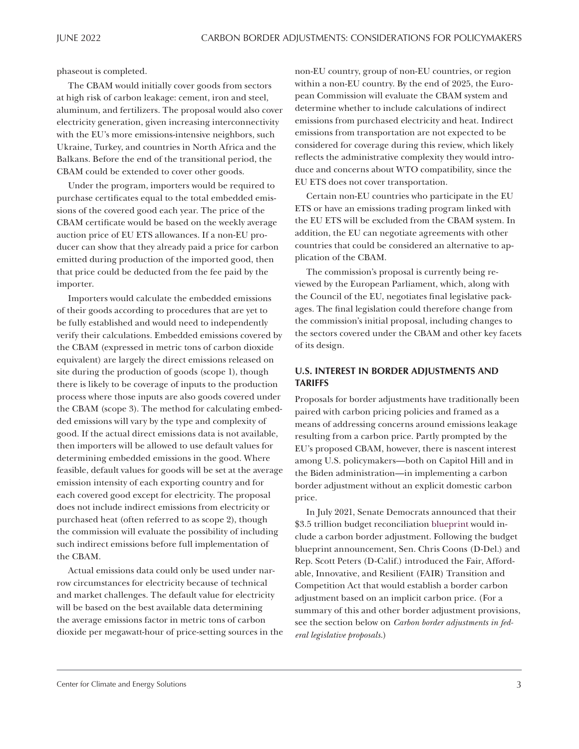phaseout is completed.

The CBAM would initially cover goods from sectors at high risk of carbon leakage: cement, iron and steel, aluminum, and fertilizers. The proposal would also cover electricity generation, given increasing interconnectivity with the EU's more emissions-intensive neighbors, such Ukraine, Turkey, and countries in North Africa and the Balkans. Before the end of the transitional period, the CBAM could be extended to cover other goods.

Under the program, importers would be required to purchase certificates equal to the total embedded emissions of the covered good each year. The price of the CBAM certificate would be based on the weekly average auction price of EU ETS allowances. If a non-EU producer can show that they already paid a price for carbon emitted during production of the imported good, then that price could be deducted from the fee paid by the importer.

Importers would calculate the embedded emissions of their goods according to procedures that are yet to be fully established and would need to independently verify their calculations. Embedded emissions covered by the CBAM (expressed in metric tons of carbon dioxide equivalent) are largely the direct emissions released on site during the production of goods (scope 1), though there is likely to be coverage of inputs to the production process where those inputs are also goods covered under the CBAM (scope 3). The method for calculating embedded emissions will vary by the type and complexity of good. If the actual direct emissions data is not available, then importers will be allowed to use default values for determining embedded emissions in the good. Where feasible, default values for goods will be set at the average emission intensity of each exporting country and for each covered good except for electricity. The proposal does not include indirect emissions from electricity or purchased heat (often referred to as scope 2), though the commission will evaluate the possibility of including such indirect emissions before full implementation of the CBAM.

Actual emissions data could only be used under narrow circumstances for electricity because of technical and market challenges. The default value for electricity will be based on the best available data determining the average emissions factor in metric tons of carbon dioxide per megawatt-hour of price-setting sources in the non-EU country, group of non-EU countries, or region within a non-EU country. By the end of 2025, the European Commission will evaluate the CBAM system and determine whether to include calculations of indirect emissions from purchased electricity and heat. Indirect emissions from transportation are not expected to be considered for coverage during this review, which likely reflects the administrative complexity they would introduce and concerns about WTO compatibility, since the EU ETS does not cover transportation.

Certain non-EU countries who participate in the EU ETS or have an emissions trading program linked with the EU ETS will be excluded from the CBAM system. In addition, the EU can negotiate agreements with other countries that could be considered an alternative to application of the CBAM.

The commission's proposal is currently being reviewed by the European Parliament, which, along with the Council of the EU, negotiates final legislative packages. The final legislation could therefore change from the commission's initial proposal, including changes to the sectors covered under the CBAM and other key facets of its design.

## U.S. INTEREST IN BORDER ADJUSTMENTS AND TARIFFS

Proposals for border adjustments have traditionally been paired with carbon pricing policies and framed as a means of addressing concerns around emissions leakage resulting from a carbon price. Partly prompted by the EU's proposed CBAM, however, there is nascent interest among U.S. policymakers—both on Capitol Hill and in the Biden administration—in implementing a carbon border adjustment without an explicit domestic carbon price.

In July 2021, Senate Democrats announced that their $3.5 trillion budget reconciliation blueprint would include a carbon border adjustment. Following the budget blueprint announcement, Sen. Chris Coons (D-Del.) and Rep. Scott Peters (D-Calif.) introduced the Fair, Affordable, Innovative, and Resilient (FAIR) Transition and Competition Act that would establish a border carbon adjustment based on an implicit carbon price. (For a summary of this and other border adjustment provisions, see the section below on *Carbon border adjustments in federal legislative proposals*.)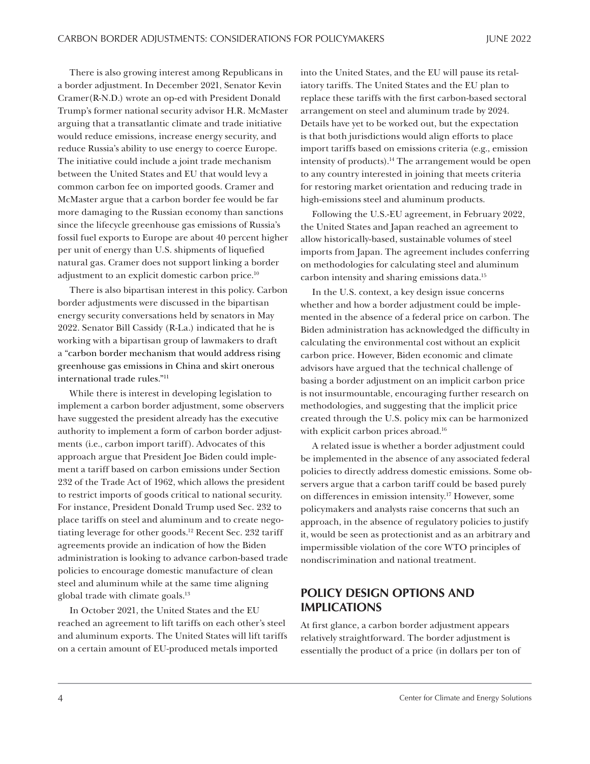There is also growing interest among Republicans in a border adjustment. In December 2021, Senator Kevin Cramer(R-N.D.) wrote an op-ed with President Donald Trump's former national security advisor H.R. McMaster arguing that a transatlantic climate and trade initiative would reduce emissions, increase energy security, and reduce Russia's ability to use energy to coerce Europe. The initiative could include a joint trade mechanism between the United States and EU that would levy a common carbon fee on imported goods. Cramer and McMaster argue that a carbon border fee would be far more damaging to the Russian economy than sanctions since the lifecycle greenhouse gas emissions of Russia's fossil fuel exports to Europe are about 40 percent higher per unit of energy than U.S. shipments of liquefied natural gas. Cramer does not support linking a border adjustment to an explicit domestic carbon price.[10]

There is also bipartisan interest in this policy. Carbon border adjustments were discussed in the bipartisan energy security conversations held by senators in May 2022. Senator Bill Cassidy (R-La.) indicated that he is working with a bipartisan group of lawmakers to draft a "carbon border mechanism that would address rising greenhouse gas emissions in China and skirt onerous international trade rules."[11]

While there is interest in developing legislation to implement a carbon border adjustment, some observers have suggested the president already has the executive authority to implement a form of carbon border adjustments (i.e., carbon import tariff). Advocates of this approach argue that President Joe Biden could implement a tariff based on carbon emissions under Section 232 of the Trade Act of 1962, which allows the president to restrict imports of goods critical to national security. For instance, President Donald Trump used Sec. 232 to place tariffs on steel and aluminum and to create negotiating leverage for other goods.[12] Recent Sec. 232 tariff agreements provide an indication of how the Biden administration is looking to advance carbon-based trade policies to encourage domestic manufacture of clean steel and aluminum while at the same time aligning global trade with climate goals.[13]

In October 2021, the United States and the EU reached an agreement to lift tariffs on each other's steel and aluminum exports. The United States will lift tariffs on a certain amount of EU-produced metals imported into the United States, and the EU will pause its retaliatory tariffs. The United States and the EU plan to replace these tariffs with the first carbon-based sectoral arrangement on steel and aluminum trade by 2024. Details have yet to be worked out, but the expectation is that both jurisdictions would align efforts to place import tariffs based on emissions criteria (e.g., emission intensity of products).[14] The arrangement would be open to any country interested in joining that meets criteria for restoring market orientation and reducing trade in high-emissions steel and aluminum products.

Following the U.S.-EU agreement, in February 2022, the United States and Japan reached an agreement to allow historically-based, sustainable volumes of steel imports from Japan. The agreement includes conferring on methodologies for calculating steel and aluminum carbon intensity and sharing emissions data.[15]

In the U.S. context, a key design issue concerns whether and how a border adjustment could be implemented in the absence of a federal price on carbon. The Biden administration has acknowledged the difficulty in calculating the environmental cost without an explicit carbon price. However, Biden economic and climate advisors have argued that the technical challenge of basing a border adjustment on an implicit carbon price is not insurmountable, encouraging further research on methodologies, and suggesting that the implicit price created through the U.S. policy mix can be harmonized with explicit carbon prices abroad.[16]

A related issue is whether a border adjustment could be implemented in the absence of any associated federal policies to directly address domestic emissions. Some observers argue that a carbon tariff could be based purely on differences in emission intensity.[17] However, some policymakers and analysts raise concerns that such an approach, in the absence of regulatory policies to justify it, would be seen as protectionist and as an arbitrary and impermissible violation of the core WTO principles of nondiscrimination and national treatment.

## POLICY DESIGN OPTIONS AND IMPLICATIONS

At first glance, a carbon border adjustment appears relatively straightforward. The border adjustment is essentially the product of a price (in dollars per ton of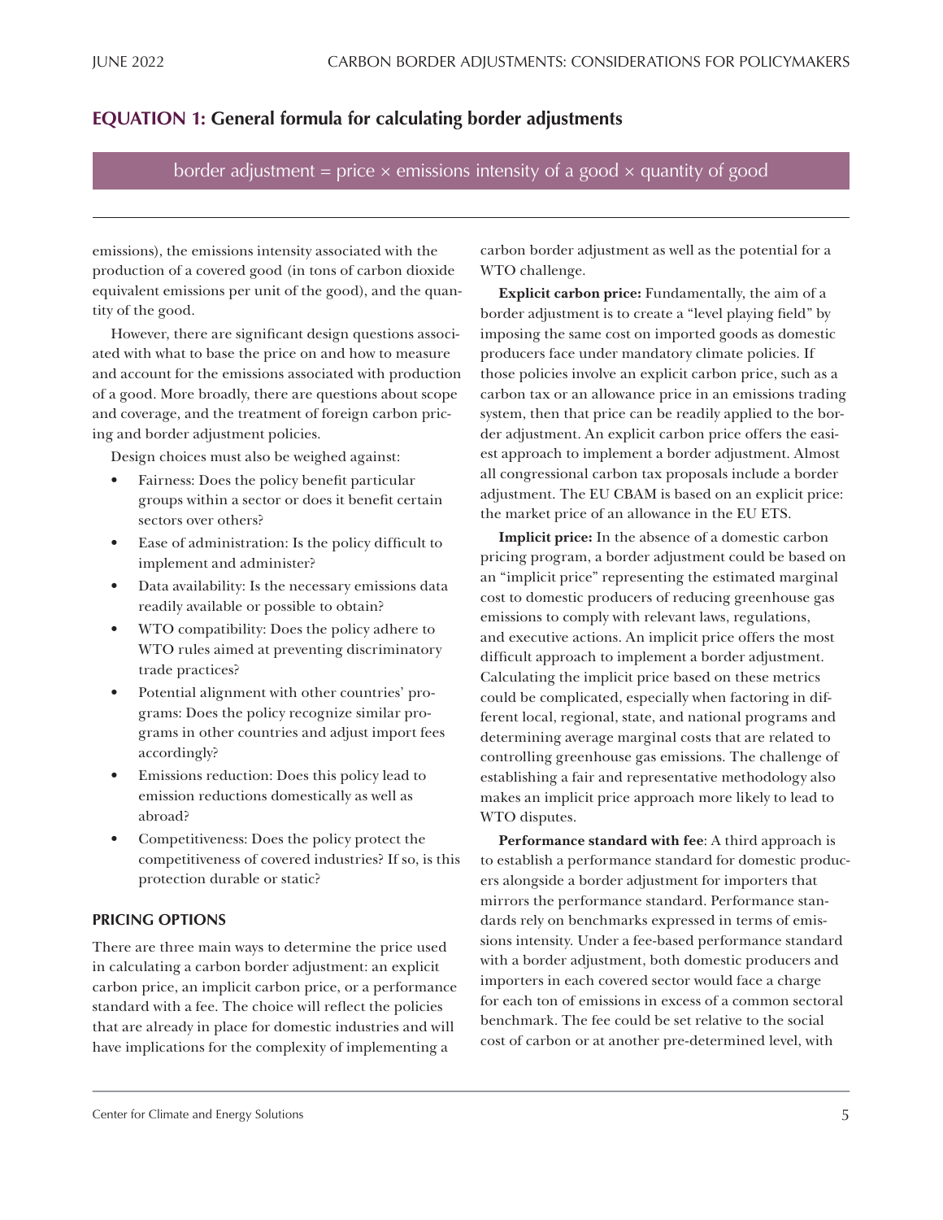**EQUATION 1: General formula for calculating border adjustments**

$$\text{border adjustment} = \text{price} \times \text{emissions intensity of a good} \times \text{quantity of good}$$

emissions), the emissions intensity associated with the production of a covered good (in tons of carbon dioxide equivalent emissions per unit of the good), and the quantity of the good.

However, there are significant design questions associated with what to base the price on and how to measure and account for the emissions associated with production of a good. More broadly, there are questions about scope and coverage, and the treatment of foreign carbon pricing and border adjustment policies.

Design choices must also be weighed against:

- Fairness: Does the policy benefit particular groups within a sector or does it benefit certain sectors over others?
- Ease of administration: Is the policy difficult to implement and administer?
- Data availability: Is the necessary emissions data readily available or possible to obtain?
- WTO compatibility: Does the policy adhere to WTO rules aimed at preventing discriminatory trade practices?
- Potential alignment with other countries' programs: Does the policy recognize similar programs in other countries and adjust import fees accordingly?
- Emissions reduction: Does this policy lead to emission reductions domestically as well as abroad?
- Competitiveness: Does the policy protect the competitiveness of covered industries? If so, is this protection durable or static?

### PRICING OPTIONS

There are three main ways to determine the price used in calculating a carbon border adjustment: an explicit carbon price, an implicit carbon price, or a performance standard with a fee. The choice will reflect the policies that are already in place for domestic industries and will have implications for the complexity of implementing a carbon border adjustment as well as the potential for a WTO challenge.

**Explicit carbon price:** Fundamentally, the aim of a border adjustment is to create a "level playing field" by imposing the same cost on imported goods as domestic producers face under mandatory climate policies. If those policies involve an explicit carbon price, such as a carbon tax or an allowance price in an emissions trading system, then that price can be readily applied to the border adjustment. An explicit carbon price offers the easiest approach to implement a border adjustment. Almost all congressional carbon tax proposals include a border adjustment. The EU CBAM is based on an explicit price: the market price of an allowance in the EU ETS.

**Implicit price:** In the absence of a domestic carbon pricing program, a border adjustment could be based on an "implicit price" representing the estimated marginal cost to domestic producers of reducing greenhouse gas emissions to comply with relevant laws, regulations, and executive actions. An implicit price offers the most difficult approach to implement a border adjustment. Calculating the implicit price based on these metrics could be complicated, especially when factoring in different local, regional, state, and national programs and determining average marginal costs that are related to controlling greenhouse gas emissions. The challenge of establishing a fair and representative methodology also makes an implicit price approach more likely to lead to WTO disputes.

**Performance standard with fee**: A third approach is to establish a performance standard for domestic producers alongside a border adjustment for importers that mirrors the performance standard. Performance standards rely on benchmarks expressed in terms of emissions intensity. Under a fee-based performance standard with a border adjustment, both domestic producers and importers in each covered sector would face a charge for each ton of emissions in excess of a common sectoral benchmark. The fee could be set relative to the social cost of carbon or at another pre-determined level, with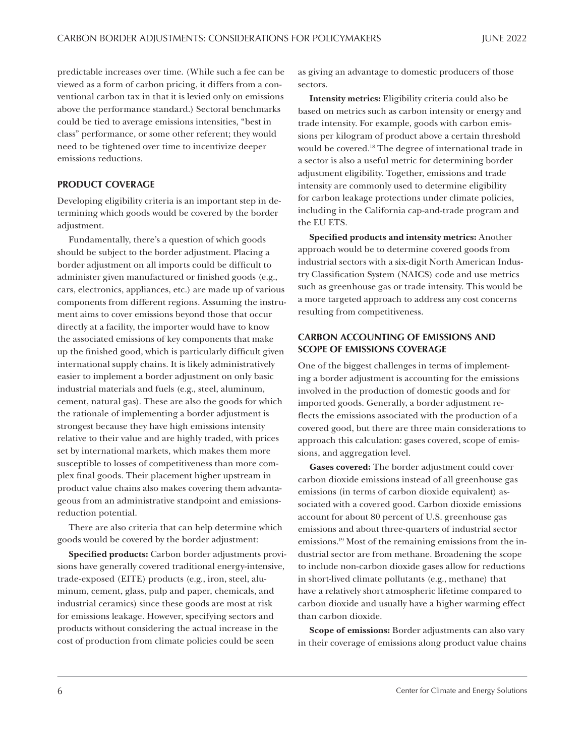predictable increases over time. (While such a fee can be viewed as a form of carbon pricing, it differs from a conventional carbon tax in that it is levied only on emissions above the performance standard.) Sectoral benchmarks could be tied to average emissions intensities, “best in class” performance, or some other referent; they would need to be tightened over time to incentivize deeper emissions reductions.

### PRODUCT COVERAGE

Developing eligibility criteria is an important step in determining which goods would be covered by the border adjustment.

Fundamentally, there’s a question of which goods should be subject to the border adjustment. Placing a border adjustment on all imports could be difficult to administer given manufactured or finished goods (e.g., cars, electronics, appliances, etc.) are made up of various components from different regions. Assuming the instrument aims to cover emissions beyond those that occur directly at a facility, the importer would have to know the associated emissions of key components that make up the finished good, which is particularly difficult given international supply chains. It is likely administratively easier to implement a border adjustment on only basic industrial materials and fuels (e.g., steel, aluminum, cement, natural gas). These are also the goods for which the rationale of implementing a border adjustment is strongest because they have high emissions intensity relative to their value and are highly traded, with prices set by international markets, which makes them more susceptible to losses of competitiveness than more complex final goods. Their placement higher upstream in product value chains also makes covering them advantageous from an administrative standpoint and emissions-reduction potential.

There are also criteria that can help determine which goods would be covered by the border adjustment:

**Specified products:** Carbon border adjustments provisions have generally covered traditional energy-intensive, trade-exposed (EITE) products (e.g., iron, steel, aluminum, cement, glass, pulp and paper, chemicals, and industrial ceramics) since these goods are most at risk for emissions leakage. However, specifying sectors and products without considering the actual increase in the cost of production from climate policies could be seen as giving an advantage to domestic producers of those sectors.

**Intensity metrics:** Eligibility criteria could also be based on metrics such as carbon intensity or energy and trade intensity. For example, goods with carbon emissions per kilogram of product above a certain threshold would be covered.[18] The degree of international trade in a sector is also a useful metric for determining border adjustment eligibility. Together, emissions and trade intensity are commonly used to determine eligibility for carbon leakage protections under climate policies, including in the California cap-and-trade program and the EU ETS.

**Specified products and intensity metrics:** Another approach would be to determine covered goods from industrial sectors with a six-digit North American Industry Classification System (NAICS) code and use metrics such as greenhouse gas or trade intensity. This would be a more targeted approach to address any cost concerns resulting from competitiveness.

### CARBON ACCOUNTING OF EMISSIONS AND SCOPE OF EMISSIONS COVERAGE

One of the biggest challenges in terms of implementing a border adjustment is accounting for the emissions involved in the production of domestic goods and for imported goods. Generally, a border adjustment reflects the emissions associated with the production of a covered good, but there are three main considerations to approach this calculation: gases covered, scope of emissions, and aggregation level.

**Gases covered:** The border adjustment could cover carbon dioxide emissions instead of all greenhouse gas emissions (in terms of carbon dioxide equivalent) associated with a covered good. Carbon dioxide emissions account for about 80 percent of U.S. greenhouse gas emissions and about three-quarters of industrial sector emissions.[19] Most of the remaining emissions from the industrial sector are from methane. Broadening the scope to include non-carbon dioxide gases allow for reductions in short-lived climate pollutants (e.g., methane) that have a relatively short atmospheric lifetime compared to carbon dioxide and usually have a higher warming effect than carbon dioxide.

**Scope of emissions:** Border adjustments can also vary in their coverage of emissions along product value chains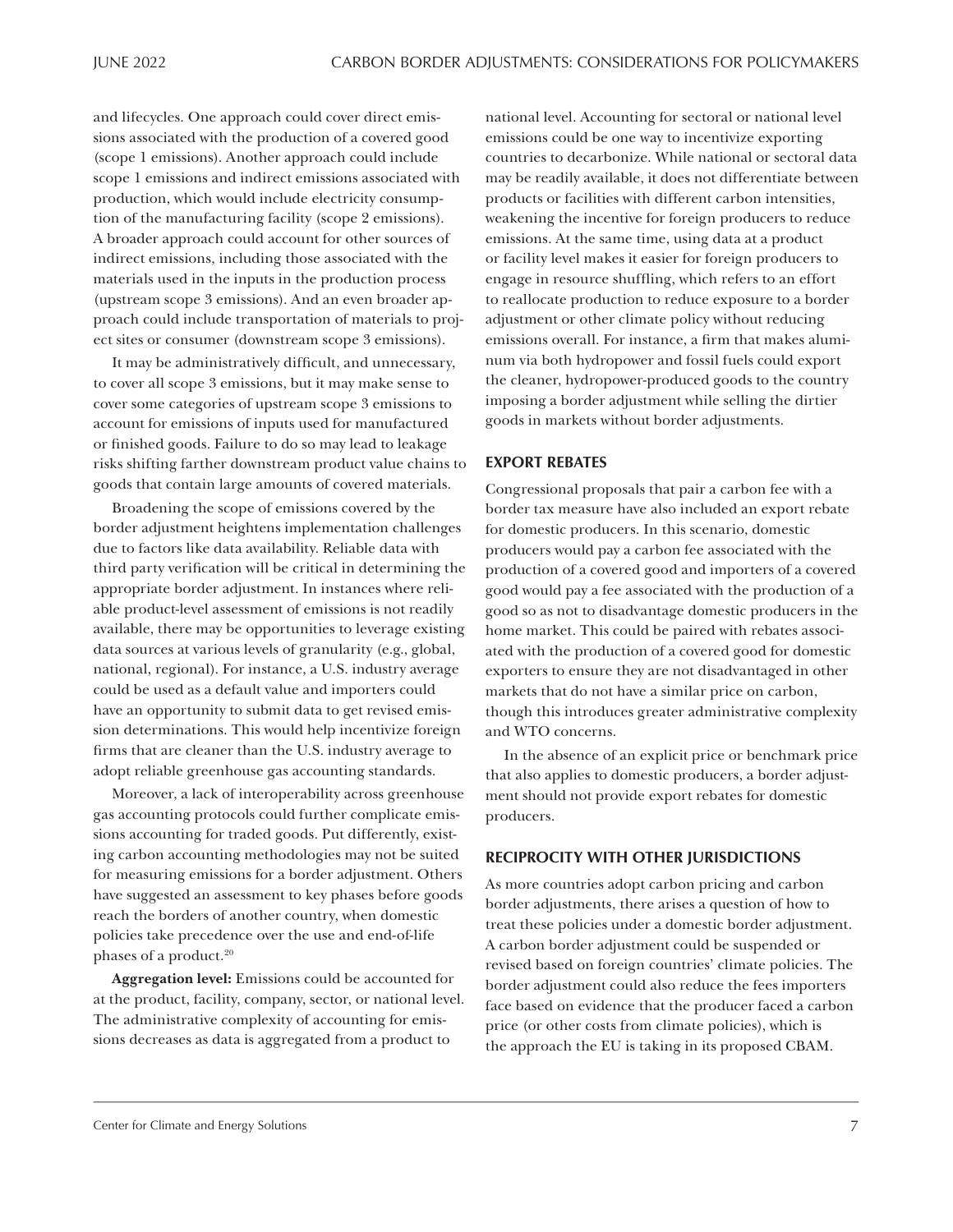and lifecycles. One approach could cover direct emissions associated with the production of a covered good (scope 1 emissions). Another approach could include scope 1 emissions and indirect emissions associated with production, which would include electricity consumption of the manufacturing facility (scope 2 emissions). A broader approach could account for other sources of indirect emissions, including those associated with the materials used in the inputs in the production process (upstream scope 3 emissions). And an even broader approach could include transportation of materials to project sites or consumer (downstream scope 3 emissions).

It may be administratively difficult, and unnecessary, to cover all scope 3 emissions, but it may make sense to cover some categories of upstream scope 3 emissions to account for emissions of inputs used for manufactured or finished goods. Failure to do so may lead to leakage risks shifting farther downstream product value chains to goods that contain large amounts of covered materials.

Broadening the scope of emissions covered by the border adjustment heightens implementation challenges due to factors like data availability. Reliable data with third party verification will be critical in determining the appropriate border adjustment. In instances where reliable product-level assessment of emissions is not readily available, there may be opportunities to leverage existing data sources at various levels of granularity (e.g., global, national, regional). For instance, a U.S. industry average could be used as a default value and importers could have an opportunity to submit data to get revised emission determinations. This would help incentivize foreign firms that are cleaner than the U.S. industry average to adopt reliable greenhouse gas accounting standards.

Moreover, a lack of interoperability across greenhouse gas accounting protocols could further complicate emissions accounting for traded goods. Put differently, existing carbon accounting methodologies may not be suited for measuring emissions for a border adjustment. Others have suggested an assessment to key phases before goods reach the borders of another country, when domestic policies take precedence over the use and end-of-life phases of a product.[20]

**Aggregation level:** Emissions could be accounted for at the product, facility, company, sector, or national level. The administrative complexity of accounting for emissions decreases as data is aggregated from a product to national level. Accounting for sectoral or national level emissions could be one way to incentivize exporting countries to decarbonize. While national or sectoral data may be readily available, it does not differentiate between products or facilities with different carbon intensities, weakening the incentive for foreign producers to reduce emissions. At the same time, using data at a product or facility level makes it easier for foreign producers to engage in resource shuffling, which refers to an effort to reallocate production to reduce exposure to a border adjustment or other climate policy without reducing emissions overall. For instance, a firm that makes aluminum via both hydropower and fossil fuels could export the cleaner, hydropower-produced goods to the country imposing a border adjustment while selling the dirtier goods in markets without border adjustments.

## EXPORT REBATES

Congressional proposals that pair a carbon fee with a border tax measure have also included an export rebate for domestic producers. In this scenario, domestic producers would pay a carbon fee associated with the production of a covered good and importers of a covered good would pay a fee associated with the production of a good so as not to disadvantage domestic producers in the home market. This could be paired with rebates associated with the production of a covered good for domestic exporters to ensure they are not disadvantaged in other markets that do not have a similar price on carbon, though this introduces greater administrative complexity and WTO concerns.

In the absence of an explicit price or benchmark price that also applies to domestic producers, a border adjustment should not provide export rebates for domestic producers.

## RECIPROCITY WITH OTHER JURISDICTIONS

As more countries adopt carbon pricing and carbon border adjustments, there arises a question of how to treat these policies under a domestic border adjustment. A carbon border adjustment could be suspended or revised based on foreign countries' climate policies. The border adjustment could also reduce the fees importers face based on evidence that the producer faced a carbon price (or other costs from climate policies), which is the approach the EU is taking in its proposed CBAM.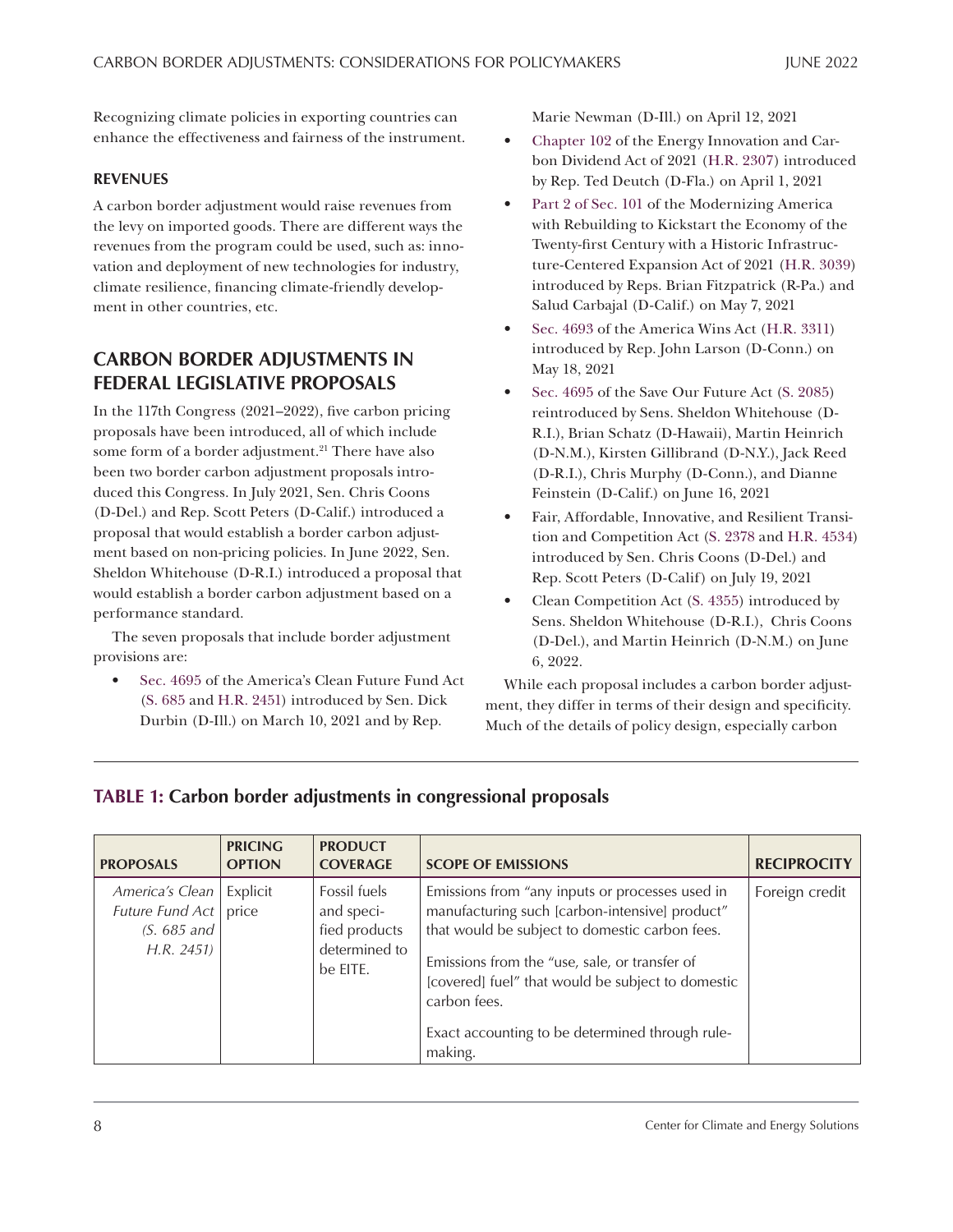Recognizing climate policies in exporting countries can enhance the effectiveness and fairness of the instrument.

#### REVENUES

A carbon border adjustment would raise revenues from the levy on imported goods. There are different ways the revenues from the program could be used, such as: innovation and deployment of new technologies for industry, climate resilience, financing climate-friendly development in other countries, etc.

## CARBON BORDER ADJUSTMENTS IN FEDERAL LEGISLATIVE PROPOSALS

In the 117th Congress (2021–2022), five carbon pricing proposals have been introduced, all of which include some form of a border adjustment.[21] There have also been two border carbon adjustment proposals introduced this Congress. In July 2021, Sen. Chris Coons (D-Del.) and Rep. Scott Peters (D-Calif.) introduced a proposal that would establish a border carbon adjustment based on non-pricing policies. In June 2022, Sen. Sheldon Whitehouse (D-R.I.) introduced a proposal that would establish a border carbon adjustment based on a performance standard.

The seven proposals that include border adjustment provisions are:

- Sec. 4695 of the America's Clean Future Fund Act (S. 685 and H.R. 2451) introduced by Sen. Dick Durbin (D-Ill.) on March 10, 2021 and by Rep. Marie Newman (D-Ill.) on April 12, 2021
- Chapter 102 of the Energy Innovation and Carbon Dividend Act of 2021 (H.R. 2307) introduced by Rep. Ted Deutch (D-Fla.) on April 1, 2021
- Part 2 of Sec. 101 of the Modernizing America with Rebuilding to Kickstart the Economy of the Twenty-first Century with a Historic Infrastructure-Centered Expansion Act of 2021 (H.R. 3039) introduced by Reps. Brian Fitzpatrick (R-Pa.) and Salud Carbajal (D-Calif.) on May 7, 2021
- Sec. 4693 of the America Wins Act (H.R. 3311) introduced by Rep. John Larson (D-Conn.) on May 18, 2021
- Sec. 4695 of the Save Our Future Act (S. 2085) reintroduced by Sens. Sheldon Whitehouse (D-R.I.), Brian Schatz (D-Hawaii), Martin Heinrich (D-N.M.), Kirsten Gillibrand (D-N.Y.), Jack Reed (D-R.I.), Chris Murphy (D-Conn.), and Dianne Feinstein (D-Calif.) on June 16, 2021
- Fair, Affordable, Innovative, and Resilient Transition and Competition Act (S. 2378 and H.R. 4534) introduced by Sen. Chris Coons (D-Del.) and Rep. Scott Peters (D-Calif) on July 19, 2021
- Clean Competition Act (S. 4355) introduced by Sens. Sheldon Whitehouse (D-R.I.), Chris Coons (D-Del.), and Martin Heinrich (D-N.M.) on June 6, 2022.

While each proposal includes a carbon border adjustment, they differ in terms of their design and specificity. Much of the details of policy design, especially carbon

**TABLE 1: Carbon border adjustments in congressional proposals**

| PROPOSALS | PRICING OPTION | PRODUCT COVERAGE | SCOPE OF EMISSIONS | RECIPROCITY |
|---|---|---|---|---|
| *America's Clean Future Fund Act (S. 685 and H.R. 2451)* | Explicit price | Fossil fuels and specified products determined to be EITE. | Emissions from "any inputs or processes used in manufacturing such [carbon-intensive] product" that would be subject to domestic carbon fees.<br><br>Emissions from the "use, sale, or transfer of [covered] fuel" that would be subject to domestic carbon fees.<br><br>Exact accounting to be determined through rulemaking. | Foreign credit |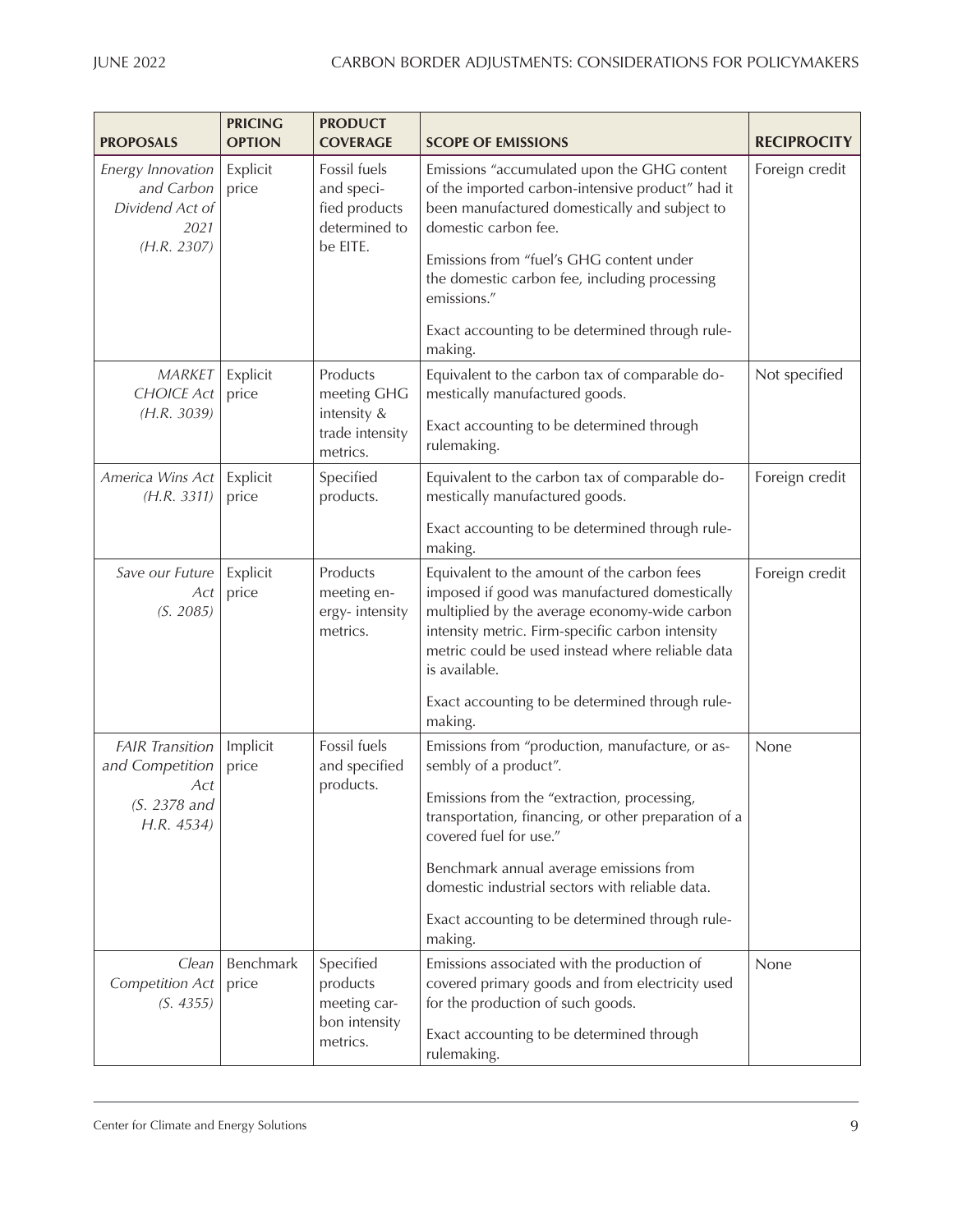| PROPOSALS | PRICING OPTION | PRODUCT COVERAGE | SCOPE OF EMISSIONS | RECIPROCITY |
|---|---|---|---|---|
| *Energy Innovation and Carbon Dividend Act of 2021 (H.R. 2307)* | Explicit price | Fossil fuels and specified products determined to be EITE. | Emissions "accumulated upon the GHG content of the imported carbon-intensive product" had it been manufactured domestically and subject to domestic carbon fee. <br><br> Emissions from "fuel's GHG content under the domestic carbon fee, including processing emissions." <br><br> Exact accounting to be determined through rulemaking. | Foreign credit |
| *MARKET CHOICE Act (H.R. 3039)* | Explicit price | Products meeting GHG intensity & trade intensity metrics. | Equivalent to the carbon tax of comparable domestically manufactured goods. <br><br> Exact accounting to be determined through rulemaking. | Not specified |
| *America Wins Act (H.R. 3311)* | Explicit price | Specified products. | Equivalent to the carbon tax of comparable domestically manufactured goods. <br><br> Exact accounting to be determined through rulemaking. | Foreign credit |
| *Save our Future Act (S. 2085)* | Explicit price | Products meeting energy- intensity metrics. | Equivalent to the amount of the carbon fees imposed if good was manufactured domestically multiplied by the average economy-wide carbon intensity metric. Firm-specific carbon intensity metric could be used instead where reliable data is available. <br><br> Exact accounting to be determined through rulemaking. | Foreign credit |
| *FAIR Transition and Competition Act (S. 2378 and H.R. 4534)* | Implicit price | Fossil fuels and specified products. | Emissions from "production, manufacture, or assembly of a product". <br><br> Emissions from the "extraction, processing, transportation, financing, or other preparation of a covered fuel for use." <br><br> Benchmark annual average emissions from domestic industrial sectors with reliable data. <br><br> Exact accounting to be determined through rulemaking. | None |
| *Clean Competition Act (S. 4355)* | Benchmark price | Specified products meeting carbon intensity metrics. | Emissions associated with the production of covered primary goods and from electricity used for the production of such goods. <br><br> Exact accounting to be determined through rulemaking. | None |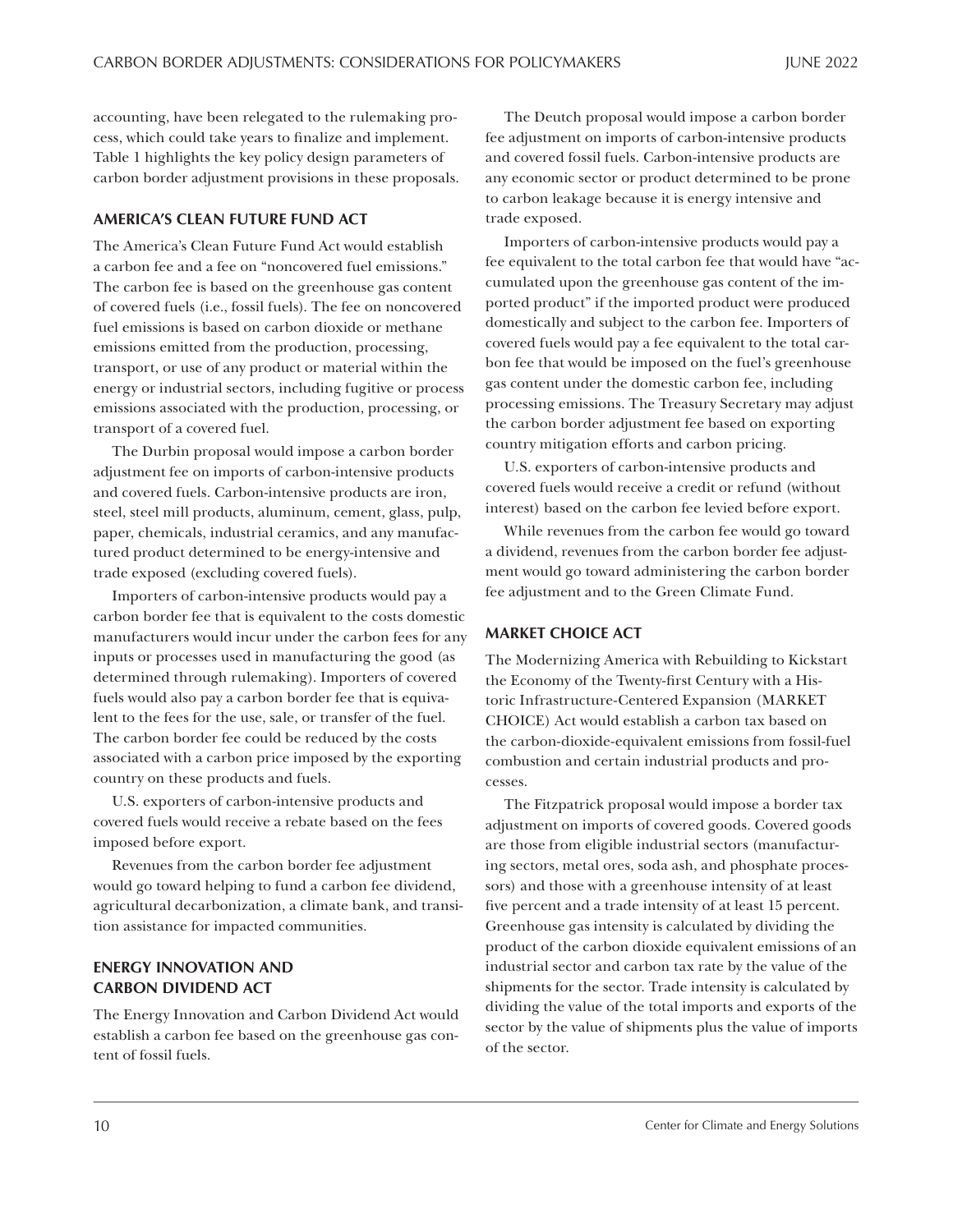accounting, have been relegated to the rulemaking process, which could take years to finalize and implement. Table 1 highlights the key policy design parameters of carbon border adjustment provisions in these proposals.

### AMERICA'S CLEAN FUTURE FUND ACT

The America's Clean Future Fund Act would establish a carbon fee and a fee on "noncovered fuel emissions." The carbon fee is based on the greenhouse gas content of covered fuels (i.e., fossil fuels). The fee on noncovered fuel emissions is based on carbon dioxide or methane emissions emitted from the production, processing, transport, or use of any product or material within the energy or industrial sectors, including fugitive or process emissions associated with the production, processing, or transport of a covered fuel.

The Durbin proposal would impose a carbon border adjustment fee on imports of carbon-intensive products and covered fuels. Carbon-intensive products are iron, steel, steel mill products, aluminum, cement, glass, pulp, paper, chemicals, industrial ceramics, and any manufactured product determined to be energy-intensive and trade exposed (excluding covered fuels).

Importers of carbon-intensive products would pay a carbon border fee that is equivalent to the costs domestic manufacturers would incur under the carbon fees for any inputs or processes used in manufacturing the good (as determined through rulemaking). Importers of covered fuels would also pay a carbon border fee that is equivalent to the fees for the use, sale, or transfer of the fuel. The carbon border fee could be reduced by the costs associated with a carbon price imposed by the exporting country on these products and fuels.

U.S. exporters of carbon-intensive products and covered fuels would receive a rebate based on the fees imposed before export.

Revenues from the carbon border fee adjustment would go toward helping to fund a carbon fee dividend, agricultural decarbonization, a climate bank, and transition assistance for impacted communities.

### ENERGY INNOVATION AND CARBON DIVIDEND ACT

The Energy Innovation and Carbon Dividend Act would establish a carbon fee based on the greenhouse gas content of fossil fuels.

The Deutch proposal would impose a carbon border fee adjustment on imports of carbon-intensive products and covered fossil fuels. Carbon-intensive products are any economic sector or product determined to be prone to carbon leakage because it is energy intensive and trade exposed.

Importers of carbon-intensive products would pay a fee equivalent to the total carbon fee that would have "accumulated upon the greenhouse gas content of the imported product" if the imported product were produced domestically and subject to the carbon fee. Importers of covered fuels would pay a fee equivalent to the total carbon fee that would be imposed on the fuel's greenhouse gas content under the domestic carbon fee, including processing emissions. The Treasury Secretary may adjust the carbon border adjustment fee based on exporting country mitigation efforts and carbon pricing.

U.S. exporters of carbon-intensive products and covered fuels would receive a credit or refund (without interest) based on the carbon fee levied before export.

While revenues from the carbon fee would go toward a dividend, revenues from the carbon border fee adjustment would go toward administering the carbon border fee adjustment and to the Green Climate Fund.

### MARKET CHOICE ACT

The Modernizing America with Rebuilding to Kickstart the Economy of the Twenty-first Century with a Historic Infrastructure-Centered Expansion (MARKET CHOICE) Act would establish a carbon tax based on the carbon-dioxide-equivalent emissions from fossil-fuel combustion and certain industrial products and processes.

The Fitzpatrick proposal would impose a border tax adjustment on imports of covered goods. Covered goods are those from eligible industrial sectors (manufacturing sectors, metal ores, soda ash, and phosphate processors) and those with a greenhouse intensity of at least five percent and a trade intensity of at least 15 percent. Greenhouse gas intensity is calculated by dividing the product of the carbon dioxide equivalent emissions of an industrial sector and carbon tax rate by the value of the shipments for the sector. Trade intensity is calculated by dividing the value of the total imports and exports of the sector by the value of shipments plus the value of imports of the sector.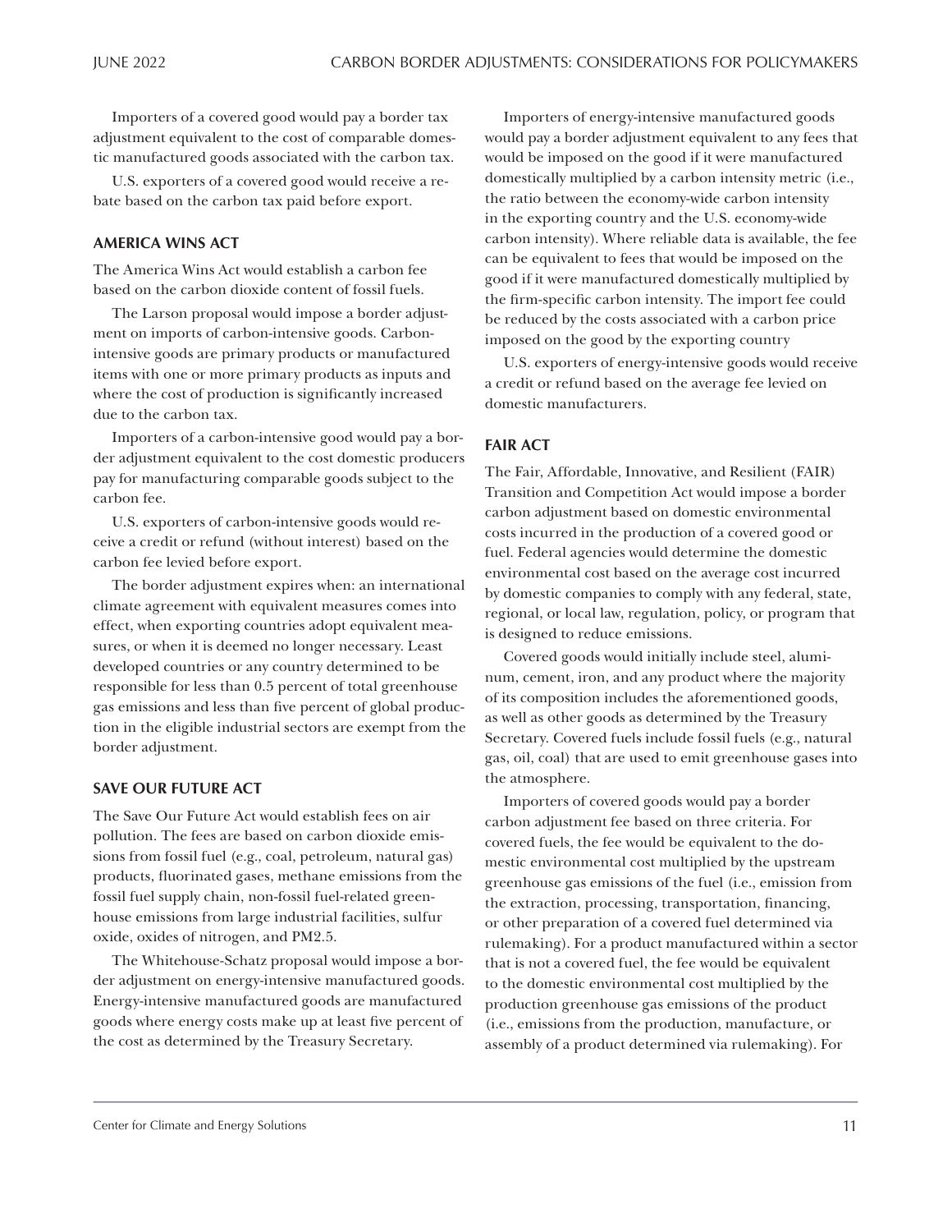Importers of a covered good would pay a border tax adjustment equivalent to the cost of comparable domestic manufactured goods associated with the carbon tax.

U.S. exporters of a covered good would receive a rebate based on the carbon tax paid before export.

### AMERICA WINS ACT

The America Wins Act would establish a carbon fee based on the carbon dioxide content of fossil fuels.

The Larson proposal would impose a border adjustment on imports of carbon-intensive goods. Carbon-intensive goods are primary products or manufactured items with one or more primary products as inputs and where the cost of production is significantly increased due to the carbon tax.

Importers of a carbon-intensive good would pay a border adjustment equivalent to the cost domestic producers pay for manufacturing comparable goods subject to the carbon fee.

U.S. exporters of carbon-intensive goods would receive a credit or refund (without interest) based on the carbon fee levied before export.

The border adjustment expires when: an international climate agreement with equivalent measures comes into effect, when exporting countries adopt equivalent measures, or when it is deemed no longer necessary. Least developed countries or any country determined to be responsible for less than 0.5 percent of total greenhouse gas emissions and less than five percent of global production in the eligible industrial sectors are exempt from the border adjustment.

### SAVE OUR FUTURE ACT

The Save Our Future Act would establish fees on air pollution. The fees are based on carbon dioxide emissions from fossil fuel (e.g., coal, petroleum, natural gas) products, fluorinated gases, methane emissions from the fossil fuel supply chain, non-fossil fuel-related greenhouse emissions from large industrial facilities, sulfur oxide, oxides of nitrogen, and PM2.5.

The Whitehouse-Schatz proposal would impose a border adjustment on energy-intensive manufactured goods. Energy-intensive manufactured goods are manufactured goods where energy costs make up at least five percent of the cost as determined by the Treasury Secretary.

Importers of energy-intensive manufactured goods would pay a border adjustment equivalent to any fees that would be imposed on the good if it were manufactured domestically multiplied by a carbon intensity metric (i.e., the ratio between the economy-wide carbon intensity in the exporting country and the U.S. economy-wide carbon intensity). Where reliable data is available, the fee can be equivalent to fees that would be imposed on the good if it were manufactured domestically multiplied by the firm-specific carbon intensity. The import fee could be reduced by the costs associated with a carbon price imposed on the good by the exporting country

U.S. exporters of energy-intensive goods would receive a credit or refund based on the average fee levied on domestic manufacturers.

### FAIR ACT

The Fair, Affordable, Innovative, and Resilient (FAIR) Transition and Competition Act would impose a border carbon adjustment based on domestic environmental costs incurred in the production of a covered good or fuel. Federal agencies would determine the domestic environmental cost based on the average cost incurred by domestic companies to comply with any federal, state, regional, or local law, regulation, policy, or program that is designed to reduce emissions.

Covered goods would initially include steel, aluminum, cement, iron, and any product where the majority of its composition includes the aforementioned goods, as well as other goods as determined by the Treasury Secretary. Covered fuels include fossil fuels (e.g., natural gas, oil, coal) that are used to emit greenhouse gases into the atmosphere.

Importers of covered goods would pay a border carbon adjustment fee based on three criteria. For covered fuels, the fee would be equivalent to the domestic environmental cost multiplied by the upstream greenhouse gas emissions of the fuel (i.e., emission from the extraction, processing, transportation, financing, or other preparation of a covered fuel determined via rulemaking). For a product manufactured within a sector that is not a covered fuel, the fee would be equivalent to the domestic environmental cost multiplied by the production greenhouse gas emissions of the product (i.e., emissions from the production, manufacture, or assembly of a product determined via rulemaking). For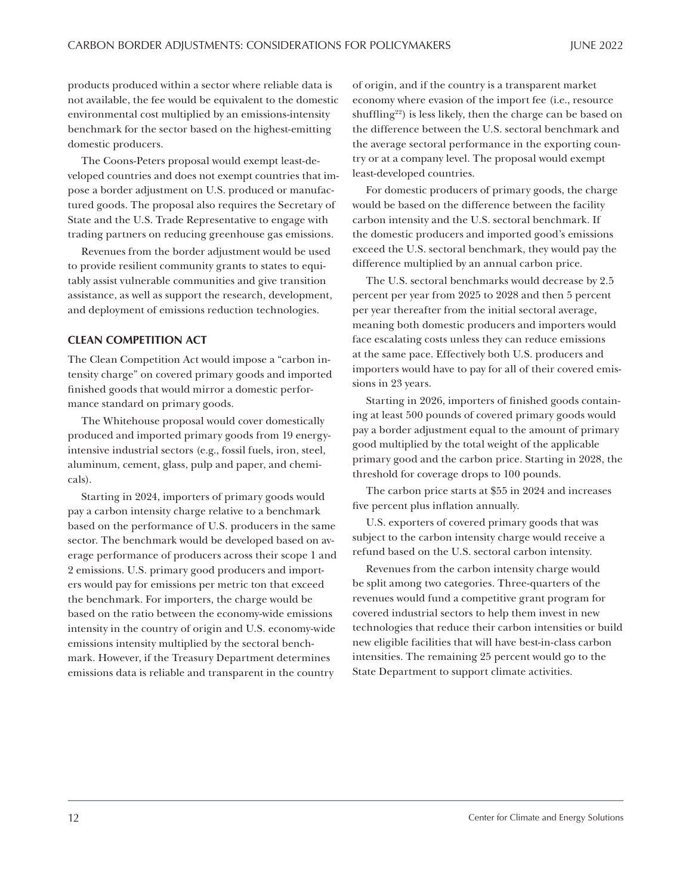products produced within a sector where reliable data is not available, the fee would be equivalent to the domestic environmental cost multiplied by an emissions-intensity benchmark for the sector based on the highest-emitting domestic producers.

The Coons-Peters proposal would exempt least-developed countries and does not exempt countries that impose a border adjustment on U.S. produced or manufactured goods. The proposal also requires the Secretary of State and the U.S. Trade Representative to engage with trading partners on reducing greenhouse gas emissions.

Revenues from the border adjustment would be used to provide resilient community grants to states to equitably assist vulnerable communities and give transition assistance, as well as support the research, development, and deployment of emissions reduction technologies.

### CLEAN COMPETITION ACT

The Clean Competition Act would impose a "carbon intensity charge" on covered primary goods and imported finished goods that would mirror a domestic performance standard on primary goods.

The Whitehouse proposal would cover domestically produced and imported primary goods from 19 energy-intensive industrial sectors (e.g., fossil fuels, iron, steel, aluminum, cement, glass, pulp and paper, and chemicals).

Starting in 2024, importers of primary goods would pay a carbon intensity charge relative to a benchmark based on the performance of U.S. producers in the same sector. The benchmark would be developed based on average performance of producers across their scope 1 and 2 emissions. U.S. primary good producers and importers would pay for emissions per metric ton that exceed the benchmark. For importers, the charge would be based on the ratio between the economy-wide emissions intensity in the country of origin and U.S. economy-wide emissions intensity multiplied by the sectoral benchmark. However, if the Treasury Department determines emissions data is reliable and transparent in the country of origin, and if the country is a transparent market economy where evasion of the import fee (i.e., resource shuffling[22]) is less likely, then the charge can be based on the difference between the U.S. sectoral benchmark and the average sectoral performance in the exporting country or at a company level. The proposal would exempt least-developed countries.

For domestic producers of primary goods, the charge would be based on the difference between the facility carbon intensity and the U.S. sectoral benchmark. If the domestic producers and imported good's emissions exceed the U.S. sectoral benchmark, they would pay the difference multiplied by an annual carbon price.

The U.S. sectoral benchmarks would decrease by 2.5 percent per year from 2025 to 2028 and then 5 percent per year thereafter from the initial sectoral average, meaning both domestic producers and importers would face escalating costs unless they can reduce emissions at the same pace. Effectively both U.S. producers and importers would have to pay for all of their covered emissions in 23 years.

Starting in 2026, importers of finished goods containing at least 500 pounds of covered primary goods would pay a border adjustment equal to the amount of primary good multiplied by the total weight of the applicable primary good and the carbon price. Starting in 2028, the threshold for coverage drops to 100 pounds.

The carbon price starts at $55 in 2024 and increases five percent plus inflation annually.

U.S. exporters of covered primary goods that was subject to the carbon intensity charge would receive a refund based on the U.S. sectoral carbon intensity.

Revenues from the carbon intensity charge would be split among two categories. Three-quarters of the revenues would fund a competitive grant program for covered industrial sectors to help them invest in new technologies that reduce their carbon intensities or build new eligible facilities that will have best-in-class carbon intensities. The remaining 25 percent would go to the State Department to support climate activities.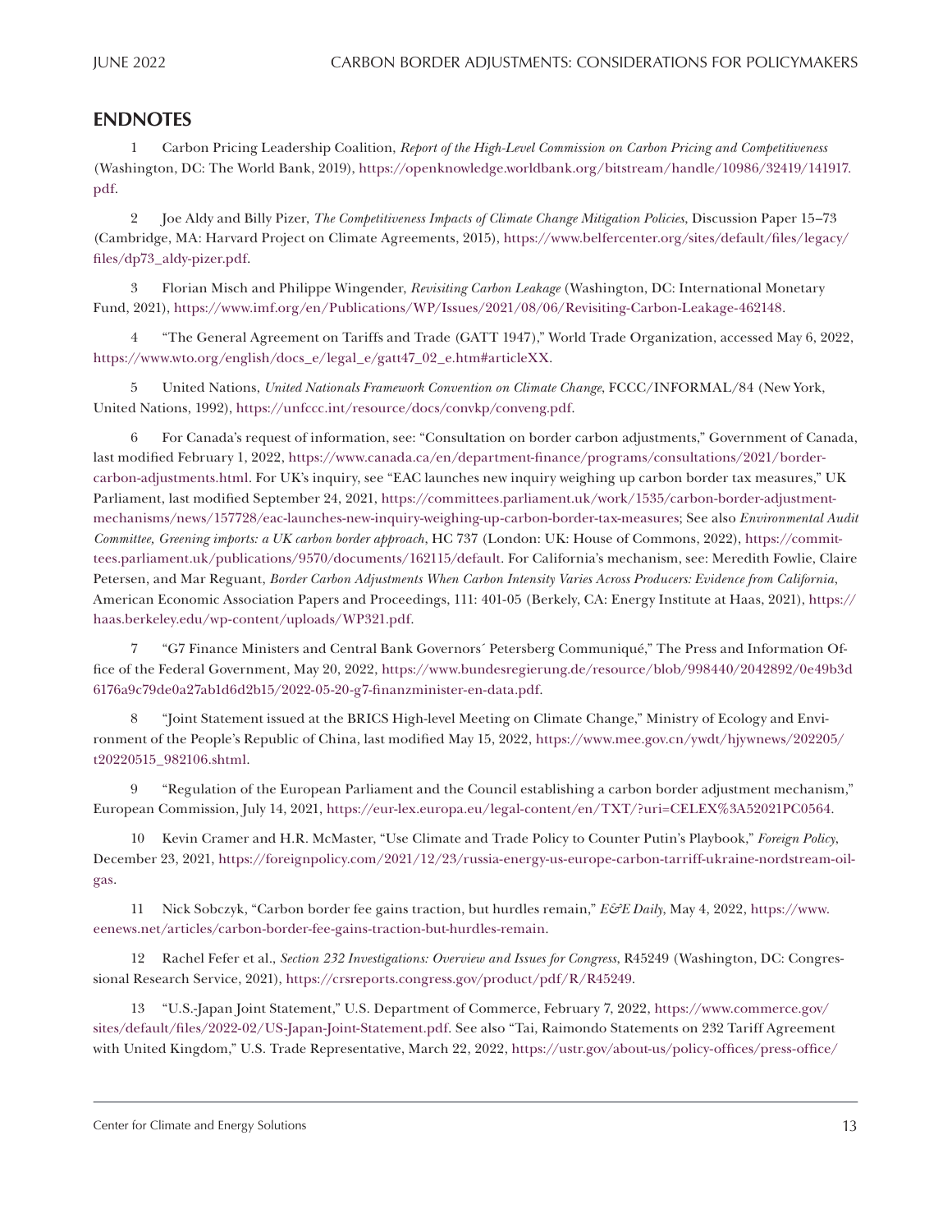## ENDNOTES

1 Carbon Pricing Leadership Coalition, *Report of the High-Level Commission on Carbon Pricing and Competitiveness* (Washington, DC: The World Bank, 2019), https://openknowledge.worldbank.org/bitstream/handle/10986/32419/141917.pdf.

2 Joe Aldy and Billy Pizer, *The Competitiveness Impacts of Climate Change Mitigation Policies*, Discussion Paper 15–73 (Cambridge, MA: Harvard Project on Climate Agreements, 2015), https://www.belfercenter.org/sites/default/files/legacy/files/dp73_aldy-pizer.pdf.

3 Florian Misch and Philippe Wingender, *Revisiting Carbon Leakage* (Washington, DC: International Monetary Fund, 2021), https://www.imf.org/en/Publications/WP/Issues/2021/08/06/Revisiting-Carbon-Leakage-462148.

4 "The General Agreement on Tariffs and Trade (GATT 1947)," World Trade Organization, accessed May 6, 2022, https://www.wto.org/english/docs_e/legal_e/gatt47_02_e.htm#articleXX.

5 United Nations, *United Nationals Framework Convention on Climate Change*, FCCC/INFORMAL/84 (New York, United Nations, 1992), https://unfccc.int/resource/docs/convkp/conveng.pdf.

6 For Canada's request of information, see: "Consultation on border carbon adjustments," Government of Canada, last modified February 1, 2022, https://www.canada.ca/en/department-finance/programs/consultations/2021/border-carbon-adjustments.html. For UK's inquiry, see "EAC launches new inquiry weighing up carbon border tax measures," UK Parliament, last modified September 24, 2021, https://committees.parliament.uk/work/1535/carbon-border-adjustment-mechanisms/news/157728/eac-launches-new-inquiry-weighing-up-carbon-border-tax-measures; See also *Environmental Audit Committee, Greening imports: a UK carbon border approach*, HC 737 (London: UK: House of Commons, 2022), https://committees.parliament.uk/publications/9570/documents/162115/default. For California's mechanism, see: Meredith Fowlie, Claire Petersen, and Mar Reguant, *Border Carbon Adjustments When Carbon Intensity Varies Across Producers: Evidence from California*, American Economic Association Papers and Proceedings, 111: 401-05 (Berkely, CA: Energy Institute at Haas, 2021), https://haas.berkeley.edu/wp-content/uploads/WP321.pdf.

7 "G7 Finance Ministers and Central Bank Governors´ Petersberg Communiqué," The Press and Information Office of the Federal Government, May 20, 2022, https://www.bundesregierung.de/resource/blob/998440/2042892/0e49b3d6176a9c79de0a27ab1d6d2b15/2022-05-20-g7-finanzminister-en-data.pdf.

8 "Joint Statement issued at the BRICS High-level Meeting on Climate Change," Ministry of Ecology and Environment of the People's Republic of China, last modified May 15, 2022, https://www.mee.gov.cn/ywdt/hjywnews/202205/t20220515_982106.shtml.

9 "Regulation of the European Parliament and the Council establishing a carbon border adjustment mechanism," European Commission, July 14, 2021, https://eur-lex.europa.eu/legal-content/en/TXT/?uri=CELEX%3A52021PC0564.

10 Kevin Cramer and H.R. McMaster, "Use Climate and Trade Policy to Counter Putin's Playbook," *Foreign Policy*, December 23, 2021, https://foreignpolicy.com/2021/12/23/russia-energy-us-europe-carbon-tarriff-ukraine-nordstream-oil-gas.

11 Nick Sobczyk, "Carbon border fee gains traction, but hurdles remain," *E&E Daily*, May 4, 2022, https://www.eenews.net/articles/carbon-border-fee-gains-traction-but-hurdles-remain.

12 Rachel Fefer et al., *Section 232 Investigations: Overview and Issues for Congress*, R45249 (Washington, DC: Congressional Research Service, 2021), https://crsreports.congress.gov/product/pdf/R/R45249.

13 "U.S.-Japan Joint Statement," U.S. Department of Commerce, February 7, 2022, https://www.commerce.gov/sites/default/files/2022-02/US-Japan-Joint-Statement.pdf. See also "Tai, Raimondo Statements on 232 Tariff Agreement with United Kingdom," U.S. Trade Representative, March 22, 2022, https://ustr.gov/about-us/policy-offices/press-office/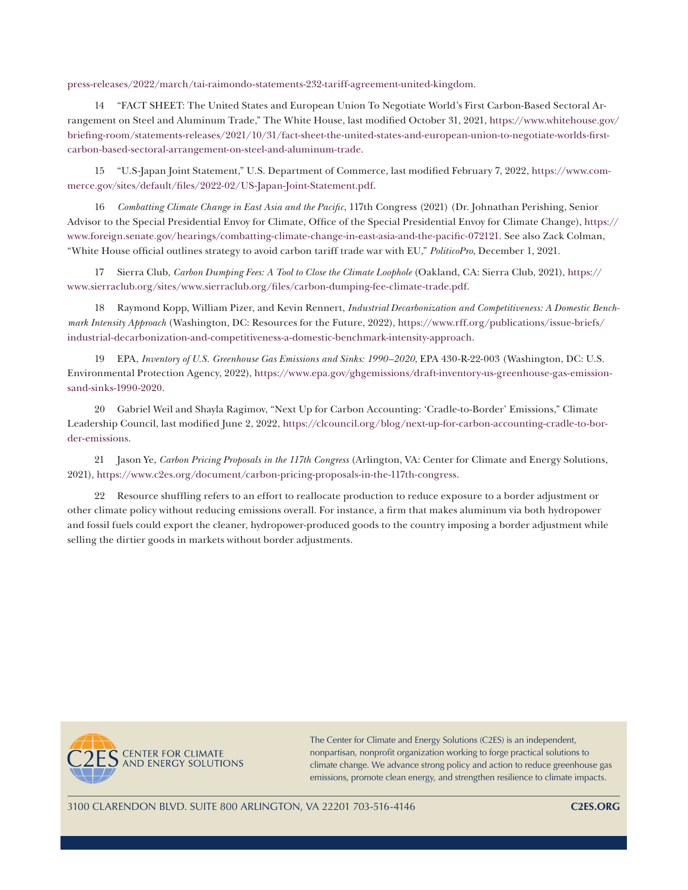press-releases/2022/march/tai-raimondo-statements-232-tariff-agreement-united-kingdom.

14 "FACT SHEET: The United States and European Union To Negotiate World's First Carbon-Based Sectoral Arrangement on Steel and Aluminum Trade," The White House, last modified October 31, 2021, https://www.whitehouse.gov/briefing-room/statements-releases/2021/10/31/fact-sheet-the-united-states-and-european-union-to-negotiate-worlds-first-carbon-based-sectoral-arrangement-on-steel-and-aluminum-trade.

15 "U.S-Japan Joint Statement," U.S. Department of Commerce, last modified February 7, 2022, https://www.commerce.gov/sites/default/files/2022-02/US-Japan-Joint-Statement.pdf.

16 *Combatting Climate Change in East Asia and the Pacific*, 117th Congress (2021) (Dr. Johnathan Perishing, Senior Advisor to the Special Presidential Envoy for Climate, Office of the Special Presidential Envoy for Climate Change), https://www.foreign.senate.gov/hearings/combatting-climate-change-in-east-asia-and-the-pacific-072121. See also Zack Colman, "White House official outlines strategy to avoid carbon tariff trade war with EU," *PoliticoPro*, December 1, 2021.

17 Sierra Club, *Carbon Dumping Fees: A Tool to Close the Climate Loophole* (Oakland, CA: Sierra Club, 2021), https://www.sierraclub.org/sites/www.sierraclub.org/files/carbon-dumping-fee-climate-trade.pdf.

18 Raymond Kopp, William Pizer, and Kevin Rennert, *Industrial Decarbonization and Competitiveness: A Domestic Benchmark Intensity Approach* (Washington, DC: Resources for the Future, 2022), https://www.rff.org/publications/issue-briefs/industrial-decarbonization-and-competitiveness-a-domestic-benchmark-intensity-approach.

19 EPA, *Inventory of U.S. Greenhouse Gas Emissions and Sinks: 1990–2020*, EPA 430-R-22-003 (Washington, DC: U.S. Environmental Protection Agency, 2022), https://www.epa.gov/ghgemissions/draft-inventory-us-greenhouse-gas-emissionsand-sinks-1990-2020.

20 Gabriel Weil and Shayla Ragimov, "Next Up for Carbon Accounting: 'Cradle-to-Border' Emissions," Climate Leadership Council, last modified June 2, 2022, https://clcouncil.org/blog/next-up-for-carbon-accounting-cradle-to-border-emissions.

21 Jason Ye, *Carbon Pricing Proposals in the 117th Congress* (Arlington, VA: Center for Climate and Energy Solutions, 2021), https://www.c2es.org/document/carbon-pricing-proposals-in-the-117th-congress.

22 Resource shuffling refers to an effort to reallocate production to reduce exposure to a border adjustment or other climate policy without reducing emissions overall. For instance, a firm that makes aluminum via both hydropower and fossil fuels could export the cleaner, hydropower-produced goods to the country imposing a border adjustment while selling the dirtier goods in markets without border adjustments.

C2ES CENTER FOR CLIMATE AND ENERGY SOLUTIONS

The Center for Climate and Energy Solutions (C2ES) is an independent, nonpartisan, nonprofit organization working to forge practical solutions to climate change. We advance strong policy and action to reduce greenhouse gas emissions, promote clean energy, and strengthen resilience to climate impacts.

3100 CLARENDON BLVD. SUITE 800 ARLINGTON, VA 22201 703-516-4146

**C2ES.ORG**